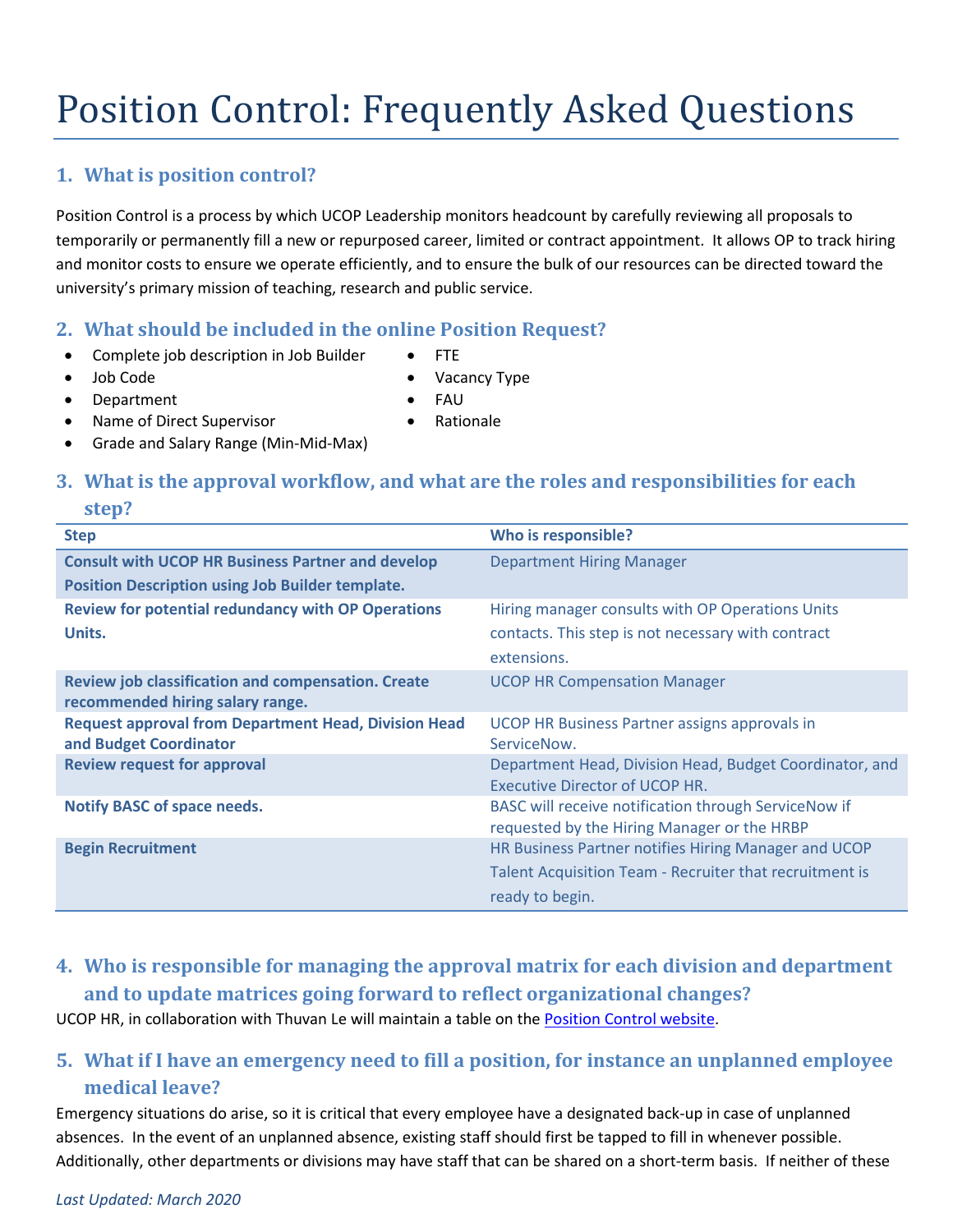# Position Control: Frequently Asked Questions

## 1. What is position control?

Position Control is a process by which UCOP Leadership monitors headcount by carefully reviewing all proposals to temporarily or permanently fill a new or repurposed career, limited or contract appointment. It allows OP to track hiring and monitor costs to ensure we operate efficiently, and to ensure the bulk of our resources can be directed toward the university's primary mission of teaching, research and public service.

## 2. What should be included in the online Position Request?

- Complete job description in Job Builder
- Job Code
- Department
- Name of Direct Supervisor
- Grade and Salary Range (Min-Mid-Max)
- FTE
- Vacancy Type
- FAU
- Rationale

## 3. What is the approval workflow, and what are the roles and responsibilities for each step?

| Step | Who is responsible? |
|---|---|
| **Consult with UCOP HR Business Partner and develop Position Description using Job Builder template.** | Department Hiring Manager |
| **Review for potential redundancy with OP Operations Units.** | Hiring manager consults with OP Operations Units contacts. This step is not necessary with contract extensions. |
| **Review job classification and compensation. Create recommended hiring salary range.** | UCOP HR Compensation Manager |
| **Request approval from Department Head, Division Head and Budget Coordinator** | UCOP HR Business Partner assigns approvals in ServiceNow. |
| **Review request for approval** | Department Head, Division Head, Budget Coordinator, and Executive Director of UCOP HR. |
| **Notify BASC of space needs.** | BASC will receive notification through ServiceNow if requested by the Hiring Manager or the HRBP |
| **Begin Recruitment** | HR Business Partner notifies Hiring Manager and UCOP Talent Acquisition Team - Recruiter that recruitment is ready to begin. |

## 4. Who is responsible for managing the approval matrix for each division and department and to update matrices going forward to reflect organizational changes?

UCOP HR, in collaboration with Thuvan Le will maintain a table on the Position Control website.

## 5. What if I have an emergency need to fill a position, for instance an unplanned employee medical leave?

Emergency situations do arise, so it is critical that every employee have a designated back-up in case of unplanned absences. In the event of an unplanned absence, existing staff should first be tapped to fill in whenever possible. Additionally, other departments or divisions may have staff that can be shared on a short-term basis. If neither of these

*Last Updated: March 2020*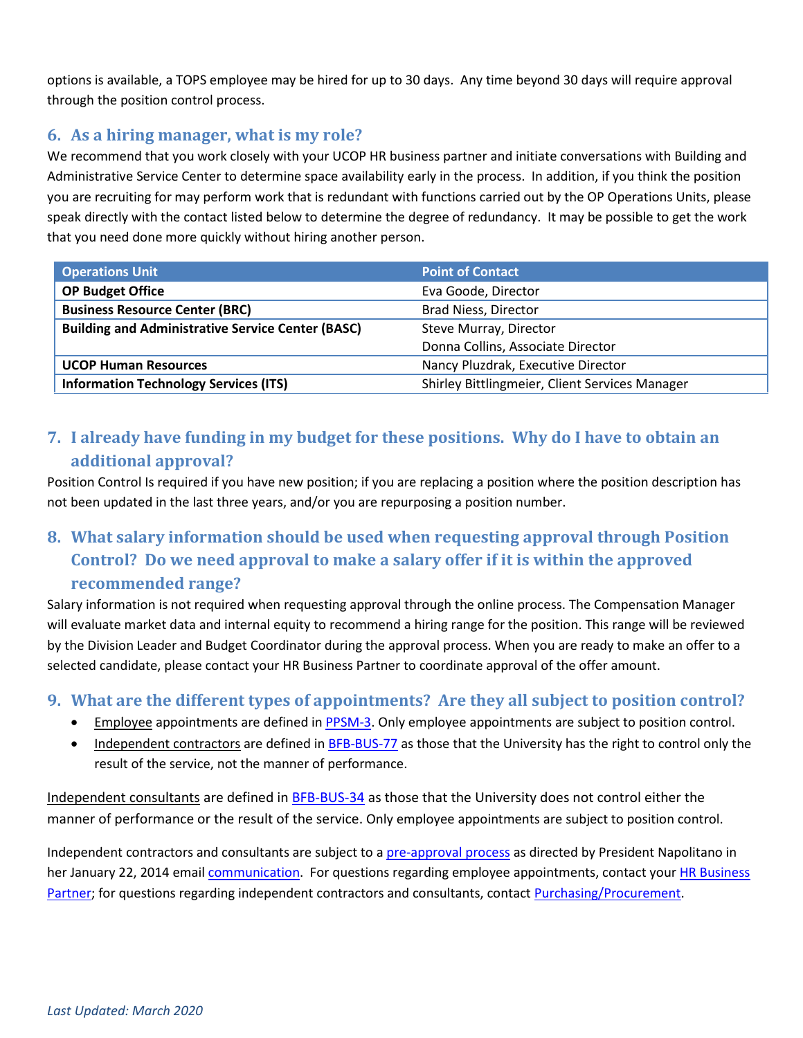options is available, a TOPS employee may be hired for up to 30 days. Any time beyond 30 days will require approval through the position control process.

## 6. As a hiring manager, what is my role?

We recommend that you work closely with your UCOP HR business partner and initiate conversations with Building and Administrative Service Center to determine space availability early in the process. In addition, if you think the position you are recruiting for may perform work that is redundant with functions carried out by the OP Operations Units, please speak directly with the contact listed below to determine the degree of redundancy. It may be possible to get the work that you need done more quickly without hiring another person.

| Operations Unit | Point of Contact |
|---|---|
| **OP Budget Office** | Eva Goode, Director |
| **Business Resource Center (BRC)** | Brad Niess, Director |
| **Building and Administrative Service Center (BASC)** | Steve Murray, Director<br>Donna Collins, Associate Director |
| **UCOP Human Resources** | Nancy Pluzdrak, Executive Director |
| **Information Technology Services (ITS)** | Shirley Bittlingmeier, Client Services Manager |

## 7. I already have funding in my budget for these positions. Why do I have to obtain an additional approval?

Position Control Is required if you have new position; if you are replacing a position where the position description has not been updated in the last three years, and/or you are repurposing a position number.

## 8. What salary information should be used when requesting approval through Position Control? Do we need approval to make a salary offer if it is within the approved recommended range?

Salary information is not required when requesting approval through the online process. The Compensation Manager will evaluate market data and internal equity to recommend a hiring range for the position. This range will be reviewed by the Division Leader and Budget Coordinator during the approval process. When you are ready to make an offer to a selected candidate, please contact your HR Business Partner to coordinate approval of the offer amount.

## 9. What are the different types of appointments? Are they all subject to position control?

- Employee appointments are defined in PPSM-3. Only employee appointments are subject to position control.
- Independent contractors are defined in BFB-BUS-77 as those that the University has the right to control only the result of the service, not the manner of performance.

Independent consultants are defined in BFB-BUS-34 as those that the University does not control either the manner of performance or the result of the service. Only employee appointments are subject to position control.

Independent contractors and consultants are subject to a pre-approval process as directed by President Napolitano in her January 22, 2014 email communication. For questions regarding employee appointments, contact your HR Business Partner; for questions regarding independent contractors and consultants, contact Purchasing/Procurement.

*Last Updated: March 2020*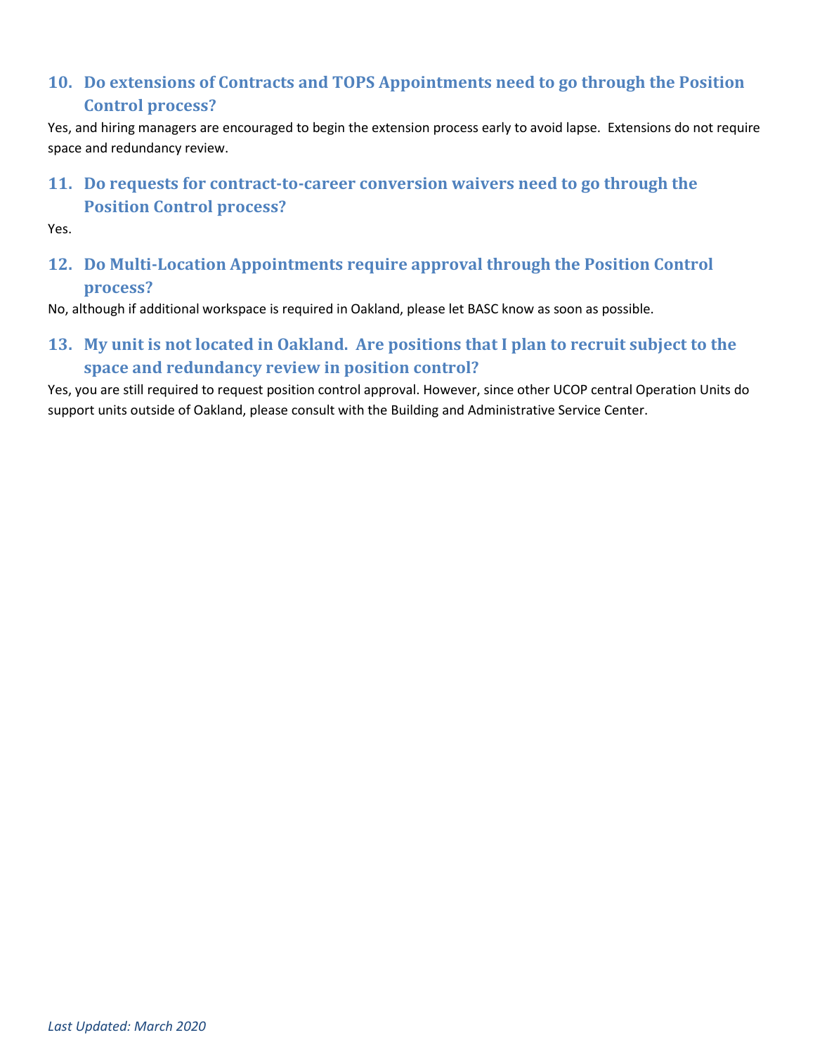## 10. Do extensions of Contracts and TOPS Appointments need to go through the Position Control process?

Yes, and hiring managers are encouraged to begin the extension process early to avoid lapse. Extensions do not require space and redundancy review.

## 11. Do requests for contract-to-career conversion waivers need to go through the Position Control process?

Yes.

## 12. Do Multi-Location Appointments require approval through the Position Control process?

No, although if additional workspace is required in Oakland, please let BASC know as soon as possible.

## 13. My unit is not located in Oakland. Are positions that I plan to recruit subject to the space and redundancy review in position control?

Yes, you are still required to request position control approval. However, since other UCOP central Operation Units do support units outside of Oakland, please consult with the Building and Administrative Service Center.

*Last Updated: March 2020*